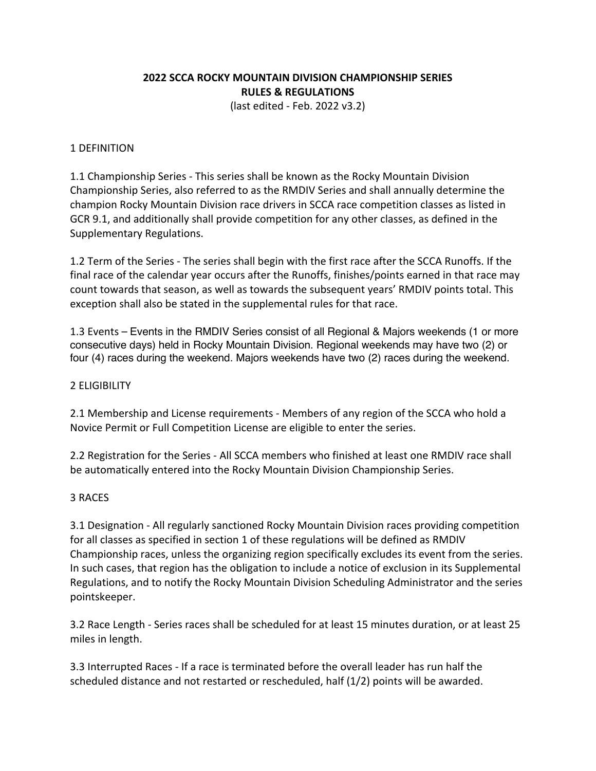# 2022 SCCA ROCKY MOUNTAIN DIVISION CHAMPIONSHIP SERIES
# RULES & REGULATIONS

(last edited - Feb. 2022 v3.2)

## 1 DEFINITION

1.1 Championship Series - This series shall be known as the Rocky Mountain Division Championship Series, also referred to as the RMDIV Series and shall annually determine the champion Rocky Mountain Division race drivers in SCCA race competition classes as listed in GCR 9.1, and additionally shall provide competition for any other classes, as defined in the Supplementary Regulations.

1.2 Term of the Series - The series shall begin with the first race after the SCCA Runoffs. If the final race of the calendar year occurs after the Runoffs, finishes/points earned in that race may count towards that season, as well as towards the subsequent years' RMDIV points total. This exception shall also be stated in the supplemental rules for that race.

1.3 Events – Events in the RMDIV Series consist of all Regional & Majors weekends (1 or more consecutive days) held in Rocky Mountain Division. Regional weekends may have two (2) or four (4) races during the weekend. Majors weekends have two (2) races during the weekend.

## 2 ELIGIBILITY

2.1 Membership and License requirements - Members of any region of the SCCA who hold a Novice Permit or Full Competition License are eligible to enter the series.

2.2 Registration for the Series - All SCCA members who finished at least one RMDIV race shall be automatically entered into the Rocky Mountain Division Championship Series.

## 3 RACES

3.1 Designation - All regularly sanctioned Rocky Mountain Division races providing competition for all classes as specified in section 1 of these regulations will be defined as RMDIV Championship races, unless the organizing region specifically excludes its event from the series. In such cases, that region has the obligation to include a notice of exclusion in its Supplemental Regulations, and to notify the Rocky Mountain Division Scheduling Administrator and the series pointskeeper.

3.2 Race Length - Series races shall be scheduled for at least 15 minutes duration, or at least 25 miles in length.

3.3 Interrupted Races - If a race is terminated before the overall leader has run half the scheduled distance and not restarted or rescheduled, half (1/2) points will be awarded.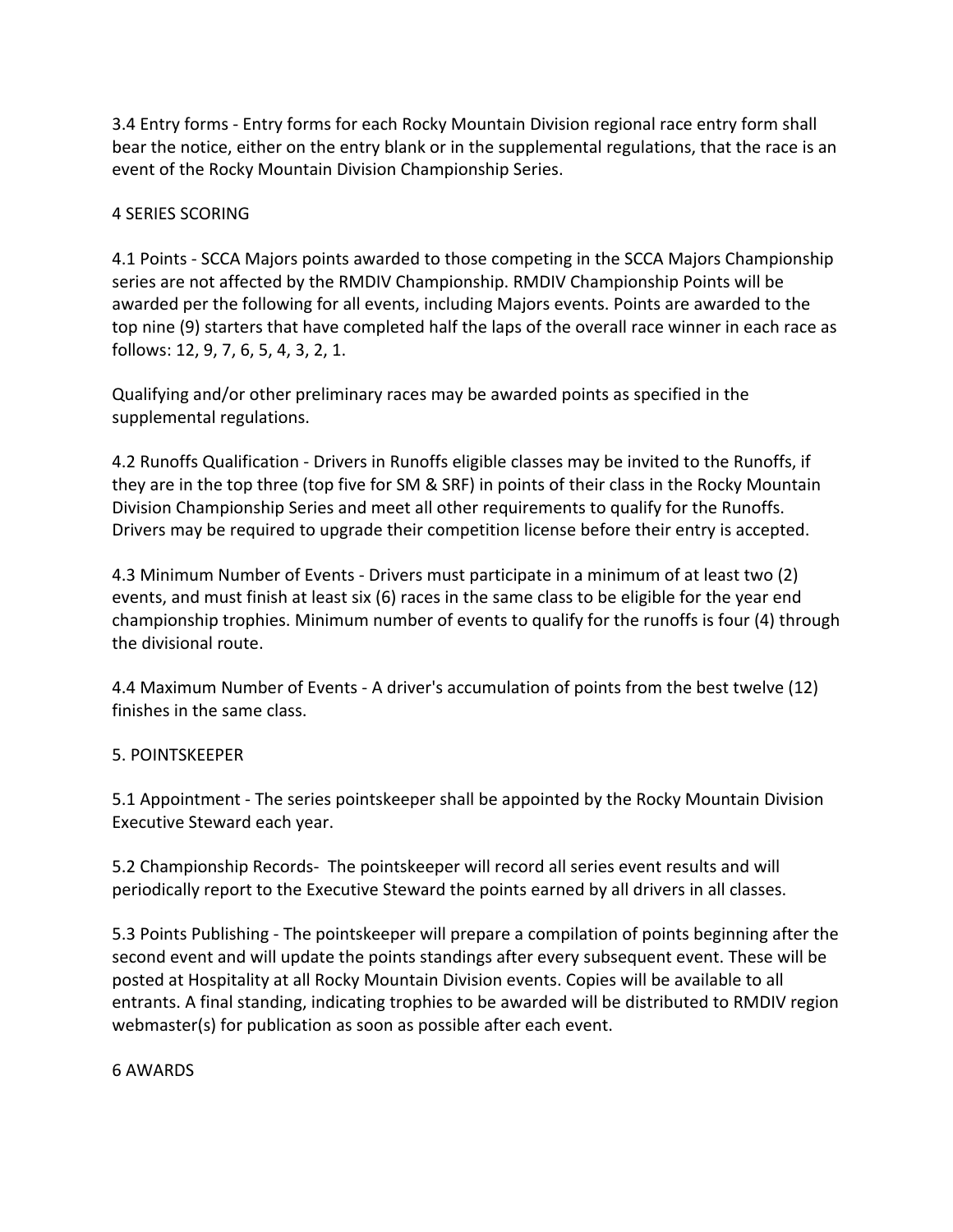3.4 Entry forms - Entry forms for each Rocky Mountain Division regional race entry form shall bear the notice, either on the entry blank or in the supplemental regulations, that the race is an event of the Rocky Mountain Division Championship Series.

## 4 SERIES SCORING

4.1 Points - SCCA Majors points awarded to those competing in the SCCA Majors Championship series are not affected by the RMDIV Championship. RMDIV Championship Points will be awarded per the following for all events, including Majors events. Points are awarded to the top nine (9) starters that have completed half the laps of the overall race winner in each race as follows: 12, 9, 7, 6, 5, 4, 3, 2, 1.

Qualifying and/or other preliminary races may be awarded points as specified in the supplemental regulations.

4.2 Runoffs Qualification - Drivers in Runoffs eligible classes may be invited to the Runoffs, if they are in the top three (top five for SM & SRF) in points of their class in the Rocky Mountain Division Championship Series and meet all other requirements to qualify for the Runoffs. Drivers may be required to upgrade their competition license before their entry is accepted.

4.3 Minimum Number of Events - Drivers must participate in a minimum of at least two (2) events, and must finish at least six (6) races in the same class to be eligible for the year end championship trophies. Minimum number of events to qualify for the runoffs is four (4) through the divisional route.

4.4 Maximum Number of Events - A driver's accumulation of points from the best twelve (12) finishes in the same class.

## 5. POINTSKEEPER

5.1 Appointment - The series pointskeeper shall be appointed by the Rocky Mountain Division Executive Steward each year.

5.2 Championship Records- The pointskeeper will record all series event results and will periodically report to the Executive Steward the points earned by all drivers in all classes.

5.3 Points Publishing - The pointskeeper will prepare a compilation of points beginning after the second event and will update the points standings after every subsequent event. These will be posted at Hospitality at all Rocky Mountain Division events. Copies will be available to all entrants. A final standing, indicating trophies to be awarded will be distributed to RMDIV region webmaster(s) for publication as soon as possible after each event.

## 6 AWARDS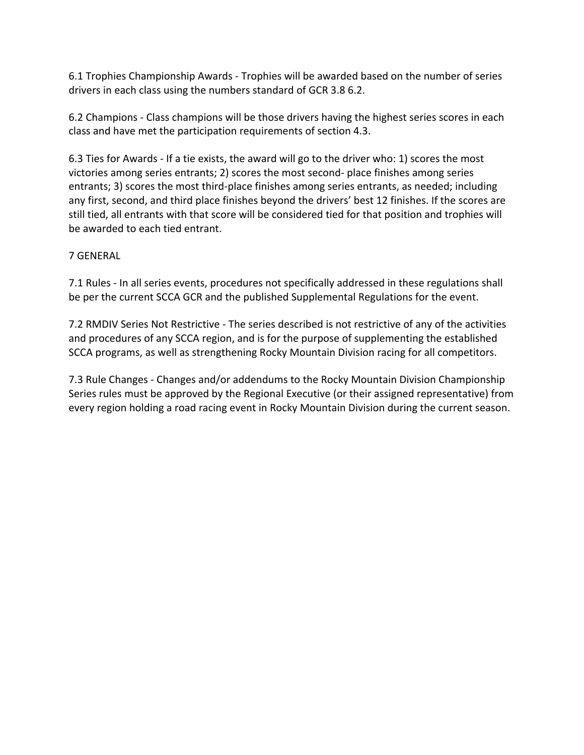6.1 Trophies Championship Awards - Trophies will be awarded based on the number of series drivers in each class using the numbers standard of GCR 3.8 6.2.

6.2 Champions - Class champions will be those drivers having the highest series scores in each class and have met the participation requirements of section 4.3.

6.3 Ties for Awards - If a tie exists, the award will go to the driver who: 1) scores the most victories among series entrants; 2) scores the most second- place finishes among series entrants; 3) scores the most third-place finishes among series entrants, as needed; including any first, second, and third place finishes beyond the drivers' best 12 finishes. If the scores are still tied, all entrants with that score will be considered tied for that position and trophies will be awarded to each tied entrant.

## 7 GENERAL

7.1 Rules - In all series events, procedures not specifically addressed in these regulations shall be per the current SCCA GCR and the published Supplemental Regulations for the event.

7.2 RMDIV Series Not Restrictive - The series described is not restrictive of any of the activities and procedures of any SCCA region, and is for the purpose of supplementing the established SCCA programs, as well as strengthening Rocky Mountain Division racing for all competitors.

7.3 Rule Changes - Changes and/or addendums to the Rocky Mountain Division Championship Series rules must be approved by the Regional Executive (or their assigned representative) from every region holding a road racing event in Rocky Mountain Division during the current season.